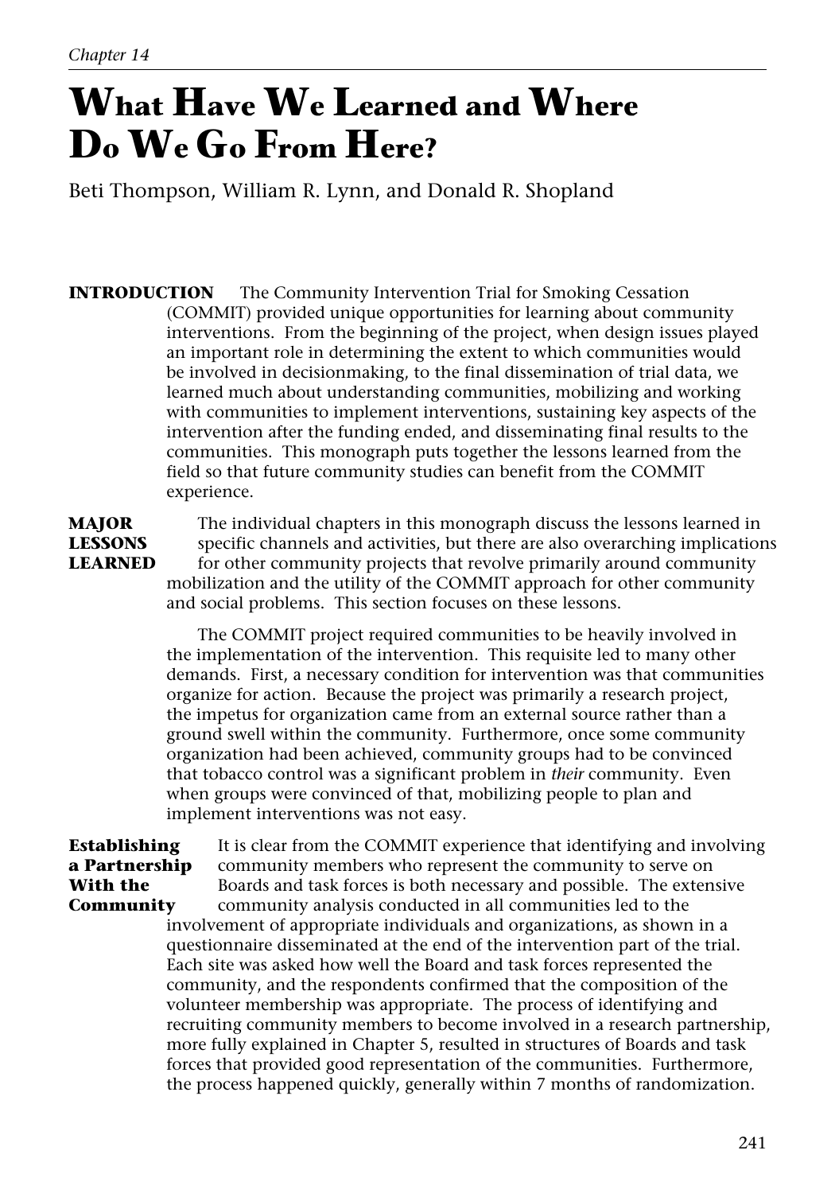Chapter 14

# What Have We Learned and Where Do We Go From Here?

Beti Thompson, William R. Lynn, and Donald R. Shopland

## INTRODUCTION

The Community Intervention Trial for Smoking Cessation (COMMIT) provided unique opportunities for learning about community interventions. From the beginning of the project, when design issues played an important role in determining the extent to which communities would be involved in decisionmaking, to the final dissemination of trial data, we learned much about understanding communities, mobilizing and working with communities to implement interventions, sustaining key aspects of the intervention after the funding ended, and disseminating final results to the communities. This monograph puts together the lessons learned from the field so that future community studies can benefit from the COMMIT experience.

## MAJOR LESSONS LEARNED

The individual chapters in this monograph discuss the lessons learned in specific channels and activities, but there are also overarching implications for other community projects that revolve primarily around community mobilization and the utility of the COMMIT approach for other community and social problems. This section focuses on these lessons.

The COMMIT project required communities to be heavily involved in the implementation of the intervention. This requisite led to many other demands. First, a necessary condition for intervention was that communities organize for action. Because the project was primarily a research project, the impetus for organization came from an external source rather than a ground swell within the community. Furthermore, once some community organization had been achieved, community groups had to be convinced that tobacco control was a significant problem in *their* community. Even when groups were convinced of that, mobilizing people to plan and implement interventions was not easy.

### Establishing a Partnership With the Community

It is clear from the COMMIT experience that identifying and involving community members who represent the community to serve on Boards and task forces is both necessary and possible. The extensive community analysis conducted in all communities led to the involvement of appropriate individuals and organizations, as shown in a questionnaire disseminated at the end of the intervention part of the trial. Each site was asked how well the Board and task forces represented the community, and the respondents confirmed that the composition of the volunteer membership was appropriate. The process of identifying and recruiting community members to become involved in a research partnership, more fully explained in Chapter 5, resulted in structures of Boards and task forces that provided good representation of the communities. Furthermore, the process happened quickly, generally within 7 months of randomization.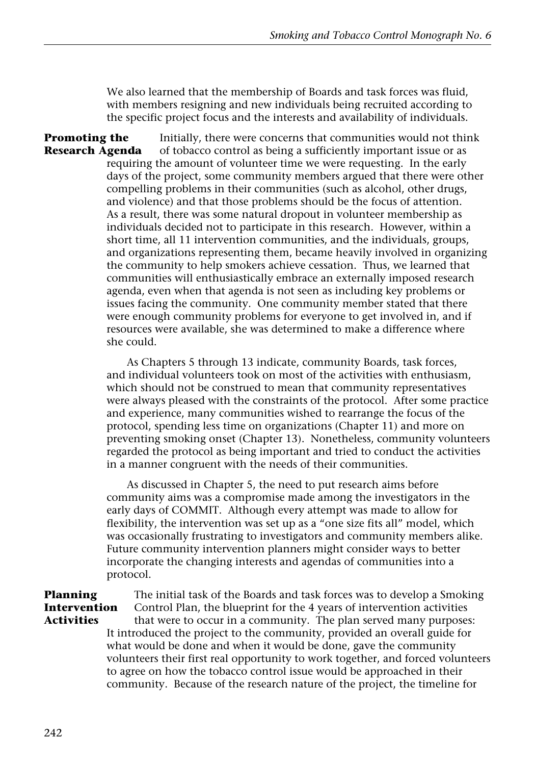We also learned that the membership of Boards and task forces was fluid, with members resigning and new individuals being recruited according to the specific project focus and the interests and availability of individuals.

**Promoting the Research Agenda**

Initially, there were concerns that communities would not think of tobacco control as being a sufficiently important issue or as requiring the amount of volunteer time we were requesting. In the early days of the project, some community members argued that there were other compelling problems in their communities (such as alcohol, other drugs, and violence) and that those problems should be the focus of attention. As a result, there was some natural dropout in volunteer membership as individuals decided not to participate in this research. However, within a short time, all 11 intervention communities, and the individuals, groups, and organizations representing them, became heavily involved in organizing the community to help smokers achieve cessation. Thus, we learned that communities will enthusiastically embrace an externally imposed research agenda, even when that agenda is not seen as including key problems or issues facing the community. One community member stated that there were enough community problems for everyone to get involved in, and if resources were available, she was determined to make a difference where she could.

As Chapters 5 through 13 indicate, community Boards, task forces, and individual volunteers took on most of the activities with enthusiasm, which should not be construed to mean that community representatives were always pleased with the constraints of the protocol. After some practice and experience, many communities wished to rearrange the focus of the protocol, spending less time on organizations (Chapter 11) and more on preventing smoking onset (Chapter 13). Nonetheless, community volunteers regarded the protocol as being important and tried to conduct the activities in a manner congruent with the needs of their communities.

As discussed in Chapter 5, the need to put research aims before community aims was a compromise made among the investigators in the early days of COMMIT. Although every attempt was made to allow for flexibility, the intervention was set up as a "one size fits all" model, which was occasionally frustrating to investigators and community members alike. Future community intervention planners might consider ways to better incorporate the changing interests and agendas of communities into a protocol.

**Planning Intervention Activities**

The initial task of the Boards and task forces was to develop a Smoking Control Plan, the blueprint for the 4 years of intervention activities that were to occur in a community. The plan served many purposes: It introduced the project to the community, provided an overall guide for what would be done and when it would be done, gave the community volunteers their first real opportunity to work together, and forced volunteers to agree on how the tobacco control issue would be approached in their community. Because of the research nature of the project, the timeline for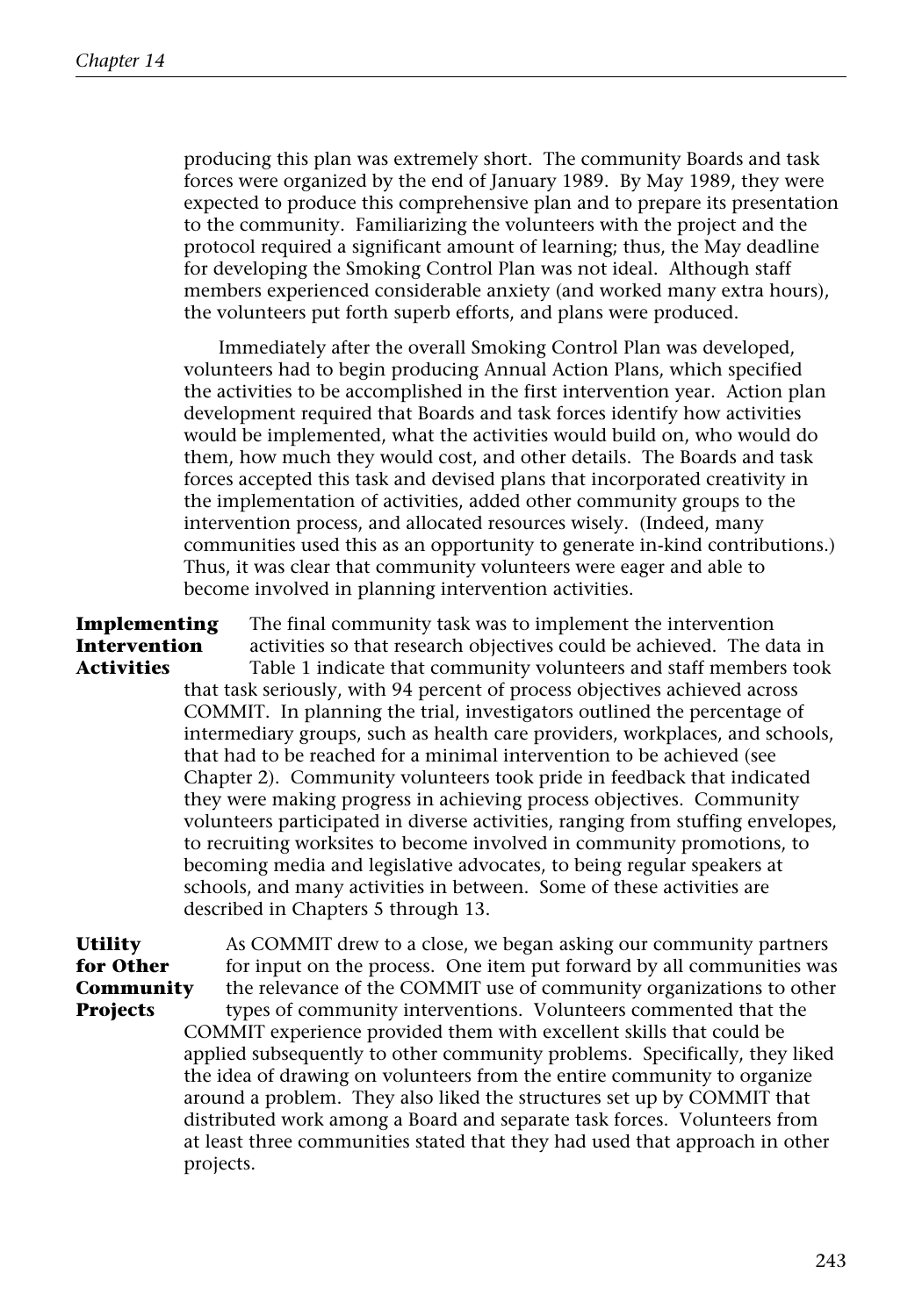producing this plan was extremely short. The community Boards and task forces were organized by the end of January 1989. By May 1989, they were expected to produce this comprehensive plan and to prepare its presentation to the community. Familiarizing the volunteers with the project and the protocol required a significant amount of learning; thus, the May deadline for developing the Smoking Control Plan was not ideal. Although staff members experienced considerable anxiety (and worked many extra hours), the volunteers put forth superb efforts, and plans were produced.

Immediately after the overall Smoking Control Plan was developed, volunteers had to begin producing Annual Action Plans, which specified the activities to be accomplished in the first intervention year. Action plan development required that Boards and task forces identify how activities would be implemented, what the activities would build on, who would do them, how much they would cost, and other details. The Boards and task forces accepted this task and devised plans that incorporated creativity in the implementation of activities, added other community groups to the intervention process, and allocated resources wisely. (Indeed, many communities used this as an opportunity to generate in-kind contributions.) Thus, it was clear that community volunteers were eager and able to become involved in planning intervention activities.

### Implementing Intervention Activities

The final community task was to implement the intervention activities so that research objectives could be achieved. The data in Table 1 indicate that community volunteers and staff members took that task seriously, with 94 percent of process objectives achieved across COMMIT. In planning the trial, investigators outlined the percentage of intermediary groups, such as health care providers, workplaces, and schools, that had to be reached for a minimal intervention to be achieved (see Chapter 2). Community volunteers took pride in feedback that indicated they were making progress in achieving process objectives. Community volunteers participated in diverse activities, ranging from stuffing envelopes, to recruiting worksites to become involved in community promotions, to becoming media and legislative advocates, to being regular speakers at schools, and many activities in between. Some of these activities are described in Chapters 5 through 13.

### Utility for Other Community Projects

As COMMIT drew to a close, we began asking our community partners for input on the process. One item put forward by all communities was the relevance of the COMMIT use of community organizations to other types of community interventions. Volunteers commented that the COMMIT experience provided them with excellent skills that could be applied subsequently to other community problems. Specifically, they liked the idea of drawing on volunteers from the entire community to organize around a problem. They also liked the structures set up by COMMIT that distributed work among a Board and separate task forces. Volunteers from at least three communities stated that they had used that approach in other projects.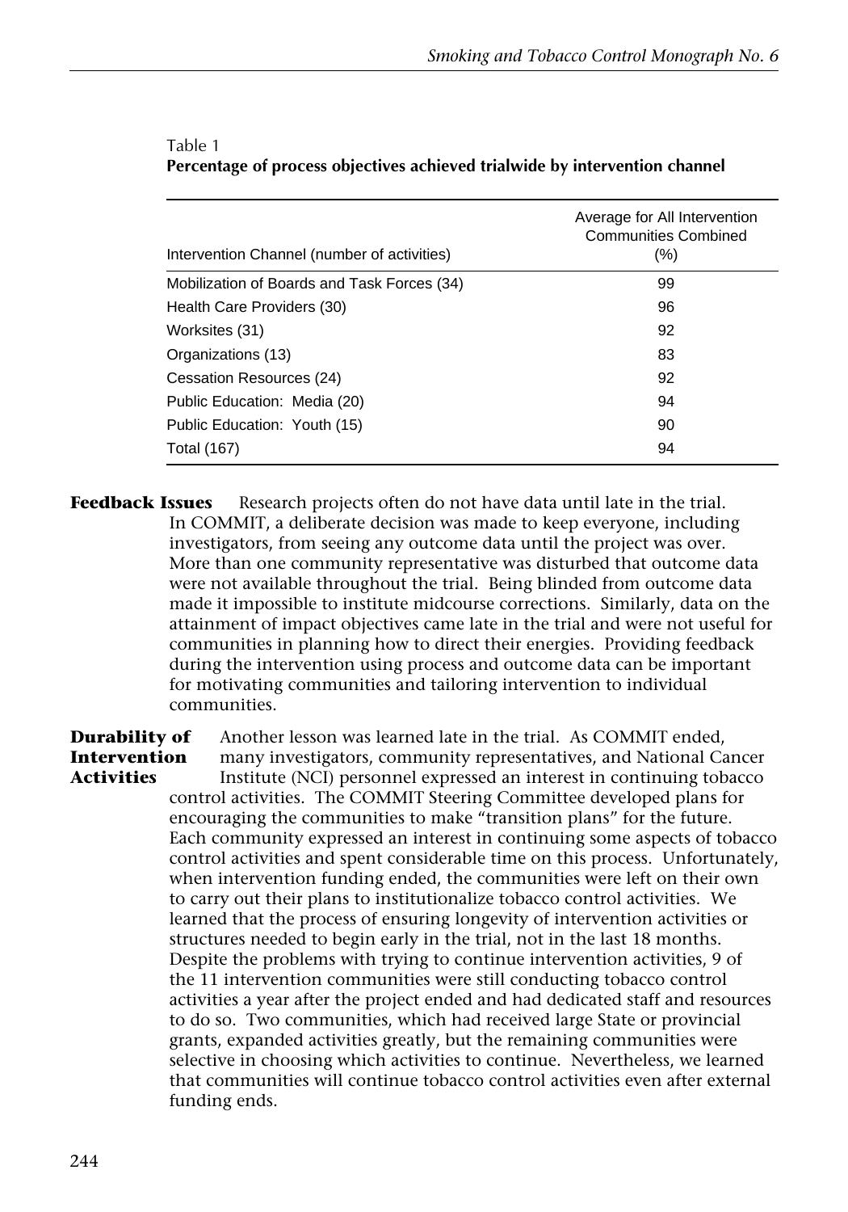Table 1
**Percentage of process objectives achieved trialwide by intervention channel**

| Intervention Channel (number of activities) | Average for All Intervention Communities Combined (%) |
|---|---|
| Mobilization of Boards and Task Forces (34) | 99 |
| Health Care Providers (30) | 96 |
| Worksites (31) | 92 |
| Organizations (13) | 83 |
| Cessation Resources (24) | 92 |
| Public Education: Media (20) | 94 |
| Public Education: Youth (15) | 90 |
| Total (167) | 94 |

**Feedback Issues** Research projects often do not have data until late in the trial. In COMMIT, a deliberate decision was made to keep everyone, including investigators, from seeing any outcome data until the project was over. More than one community representative was disturbed that outcome data were not available throughout the trial. Being blinded from outcome data made it impossible to institute midcourse corrections. Similarly, data on the attainment of impact objectives came late in the trial and were not useful for communities in planning how to direct their energies. Providing feedback during the intervention using process and outcome data can be important for motivating communities and tailoring intervention to individual communities.

**Durability of Intervention Activities** Another lesson was learned late in the trial. As COMMIT ended, many investigators, community representatives, and National Cancer Institute (NCI) personnel expressed an interest in continuing tobacco control activities. The COMMIT Steering Committee developed plans for encouraging the communities to make "transition plans" for the future. Each community expressed an interest in continuing some aspects of tobacco control activities and spent considerable time on this process. Unfortunately, when intervention funding ended, the communities were left on their own to carry out their plans to institutionalize tobacco control activities. We learned that the process of ensuring longevity of intervention activities or structures needed to begin early in the trial, not in the last 18 months. Despite the problems with trying to continue intervention activities, 9 of the 11 intervention communities were still conducting tobacco control activities a year after the project ended and had dedicated staff and resources to do so. Two communities, which had received large State or provincial grants, expanded activities greatly, but the remaining communities were selective in choosing which activities to continue. Nevertheless, we learned that communities will continue tobacco control activities even after external funding ends.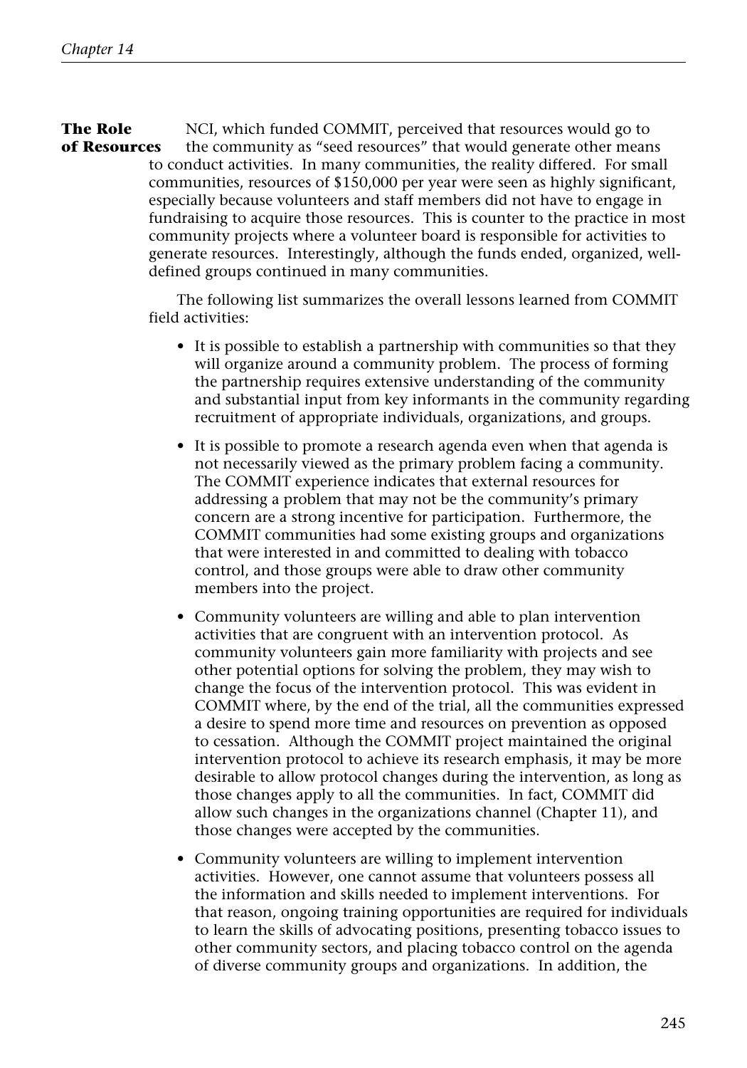**The Role of Resources** NCI, which funded COMMIT, perceived that resources would go to the community as "seed resources" that would generate other means to conduct activities. In many communities, the reality differed. For small communities, resources of $150,000 per year were seen as highly significant, especially because volunteers and staff members did not have to engage in fundraising to acquire those resources. This is counter to the practice in most community projects where a volunteer board is responsible for activities to generate resources. Interestingly, although the funds ended, organized, well-defined groups continued in many communities.

The following list summarizes the overall lessons learned from COMMIT field activities:

- It is possible to establish a partnership with communities so that they will organize around a community problem. The process of forming the partnership requires extensive understanding of the community and substantial input from key informants in the community regarding recruitment of appropriate individuals, organizations, and groups.
- It is possible to promote a research agenda even when that agenda is not necessarily viewed as the primary problem facing a community. The COMMIT experience indicates that external resources for addressing a problem that may not be the community's primary concern are a strong incentive for participation. Furthermore, the COMMIT communities had some existing groups and organizations that were interested in and committed to dealing with tobacco control, and those groups were able to draw other community members into the project.
- Community volunteers are willing and able to plan intervention activities that are congruent with an intervention protocol. As community volunteers gain more familiarity with projects and see other potential options for solving the problem, they may wish to change the focus of the intervention protocol. This was evident in COMMIT where, by the end of the trial, all the communities expressed a desire to spend more time and resources on prevention as opposed to cessation. Although the COMMIT project maintained the original intervention protocol to achieve its research emphasis, it may be more desirable to allow protocol changes during the intervention, as long as those changes apply to all the communities. In fact, COMMIT did allow such changes in the organizations channel (Chapter 11), and those changes were accepted by the communities.
- Community volunteers are willing to implement intervention activities. However, one cannot assume that volunteers possess all the information and skills needed to implement interventions. For that reason, ongoing training opportunities are required for individuals to learn the skills of advocating positions, presenting tobacco issues to other community sectors, and placing tobacco control on the agenda of diverse community groups and organizations. In addition, the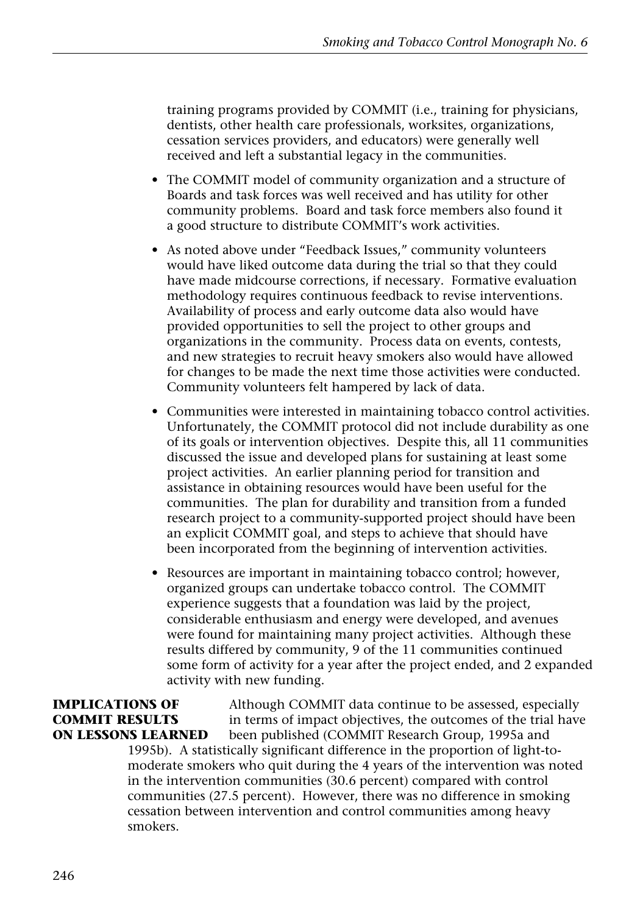training programs provided by COMMIT (i.e., training for physicians, dentists, other health care professionals, worksites, organizations, cessation services providers, and educators) were generally well received and left a substantial legacy in the communities.

- The COMMIT model of community organization and a structure of Boards and task forces was well received and has utility for other community problems. Board and task force members also found it a good structure to distribute COMMIT's work activities.
- As noted above under "Feedback Issues," community volunteers would have liked outcome data during the trial so that they could have made midcourse corrections, if necessary. Formative evaluation methodology requires continuous feedback to revise interventions. Availability of process and early outcome data also would have provided opportunities to sell the project to other groups and organizations in the community. Process data on events, contests, and new strategies to recruit heavy smokers also would have allowed for changes to be made the next time those activities were conducted. Community volunteers felt hampered by lack of data.
- Communities were interested in maintaining tobacco control activities. Unfortunately, the COMMIT protocol did not include durability as one of its goals or intervention objectives. Despite this, all 11 communities discussed the issue and developed plans for sustaining at least some project activities. An earlier planning period for transition and assistance in obtaining resources would have been useful for the communities. The plan for durability and transition from a funded research project to a community-supported project should have been an explicit COMMIT goal, and steps to achieve that should have been incorporated from the beginning of intervention activities.
- Resources are important in maintaining tobacco control; however, organized groups can undertake tobacco control. The COMMIT experience suggests that a foundation was laid by the project, considerable enthusiasm and energy were developed, and avenues were found for maintaining many project activities. Although these results differed by community, 9 of the 11 communities continued some form of activity for a year after the project ended, and 2 expanded activity with new funding.

## IMPLICATIONS OF COMMIT RESULTS ON LESSONS LEARNED

Although COMMIT data continue to be assessed, especially in terms of impact objectives, the outcomes of the trial have been published (COMMIT Research Group, 1995a and 1995b). A statistically significant difference in the proportion of light-to-moderate smokers who quit during the 4 years of the intervention was noted in the intervention communities (30.6 percent) compared with control communities (27.5 percent). However, there was no difference in smoking cessation between intervention and control communities among heavy smokers.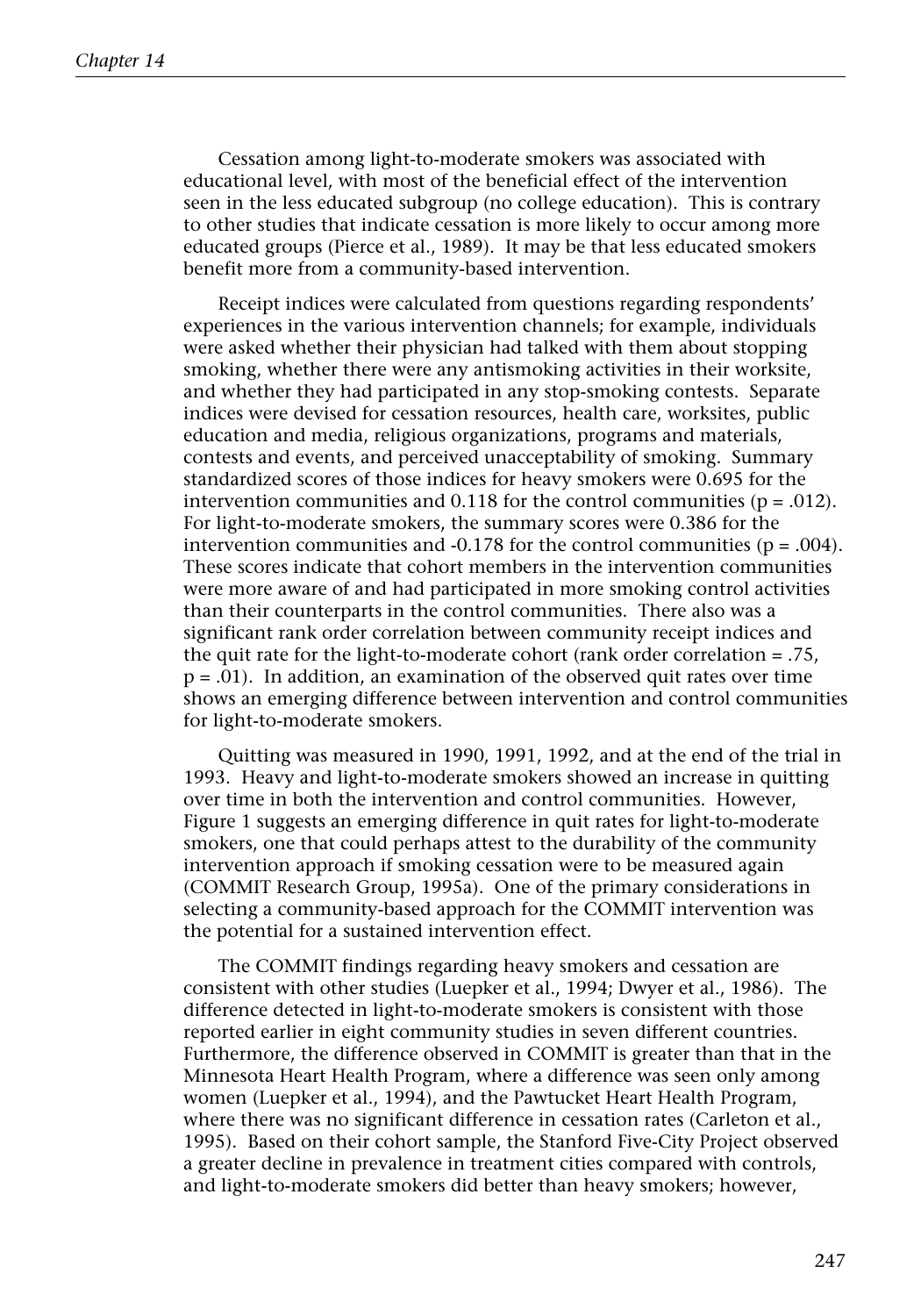Cessation among light-to-moderate smokers was associated with educational level, with most of the beneficial effect of the intervention seen in the less educated subgroup (no college education). This is contrary to other studies that indicate cessation is more likely to occur among more educated groups (Pierce et al., 1989). It may be that less educated smokers benefit more from a community-based intervention.

Receipt indices were calculated from questions regarding respondents' experiences in the various intervention channels; for example, individuals were asked whether their physician had talked with them about stopping smoking, whether there were any antismoking activities in their worksite, and whether they had participated in any stop-smoking contests. Separate indices were devised for cessation resources, health care, worksites, public education and media, religious organizations, programs and materials, contests and events, and perceived unacceptability of smoking. Summary standardized scores of those indices for heavy smokers were 0.695 for the intervention communities and 0.118 for the control communities ($p = .012$). For light-to-moderate smokers, the summary scores were 0.386 for the intervention communities and -0.178 for the control communities ($p = .004$). These scores indicate that cohort members in the intervention communities were more aware of and had participated in more smoking control activities than their counterparts in the control communities. There also was a significant rank order correlation between community receipt indices and the quit rate for the light-to-moderate cohort (rank order correlation = .75, $p = .01$). In addition, an examination of the observed quit rates over time shows an emerging difference between intervention and control communities for light-to-moderate smokers.

Quitting was measured in 1990, 1991, 1992, and at the end of the trial in 1993. Heavy and light-to-moderate smokers showed an increase in quitting over time in both the intervention and control communities. However, Figure 1 suggests an emerging difference in quit rates for light-to-moderate smokers, one that could perhaps attest to the durability of the community intervention approach if smoking cessation were to be measured again (COMMIT Research Group, 1995a). One of the primary considerations in selecting a community-based approach for the COMMIT intervention was the potential for a sustained intervention effect.

The COMMIT findings regarding heavy smokers and cessation are consistent with other studies (Luepker et al., 1994; Dwyer et al., 1986). The difference detected in light-to-moderate smokers is consistent with those reported earlier in eight community studies in seven different countries. Furthermore, the difference observed in COMMIT is greater than that in the Minnesota Heart Health Program, where a difference was seen only among women (Luepker et al., 1994), and the Pawtucket Heart Health Program, where there was no significant difference in cessation rates (Carleton et al., 1995). Based on their cohort sample, the Stanford Five-City Project observed a greater decline in prevalence in treatment cities compared with controls, and light-to-moderate smokers did better than heavy smokers; however,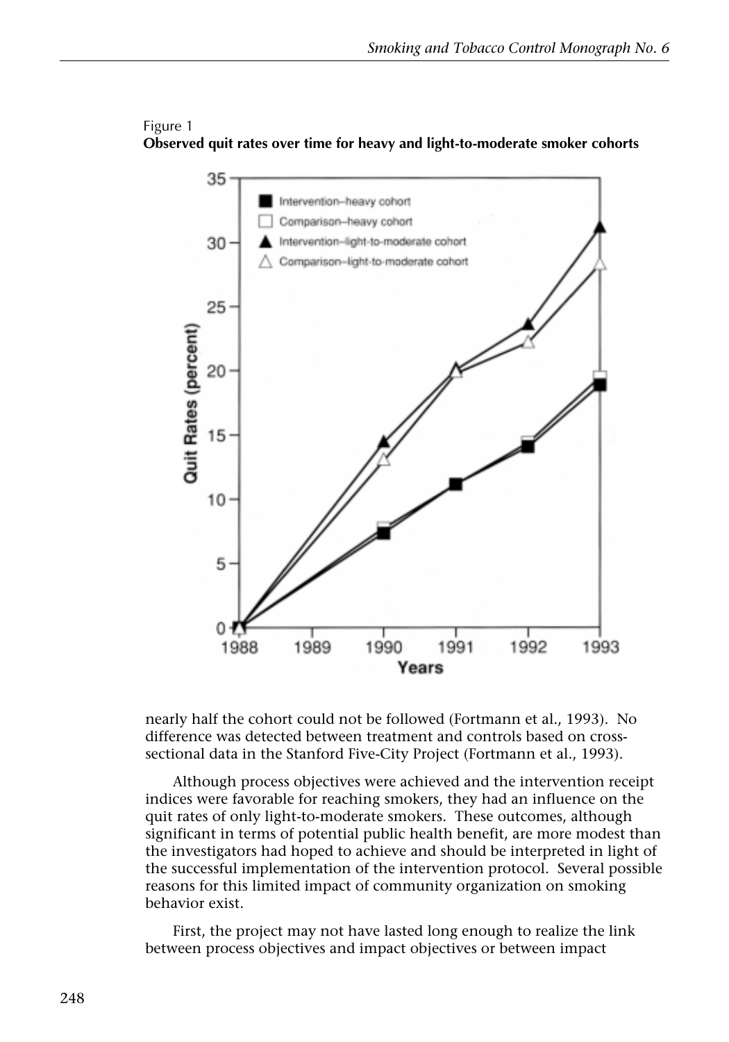Figure 1
**Observed quit rates over time for heavy and light-to-moderate smoker cohorts**

nearly half the cohort could not be followed (Fortmann et al., 1993). No difference was detected between treatment and controls based on cross-sectional data in the Stanford Five-City Project (Fortmann et al., 1993).

Although process objectives were achieved and the intervention receipt indices were favorable for reaching smokers, they had an influence on the quit rates of only light-to-moderate smokers. These outcomes, although significant in terms of potential public health benefit, are more modest than the investigators had hoped to achieve and should be interpreted in light of the successful implementation of the intervention protocol. Several possible reasons for this limited impact of community organization on smoking behavior exist.

First, the project may not have lasted long enough to realize the link between process objectives and impact objectives or between impact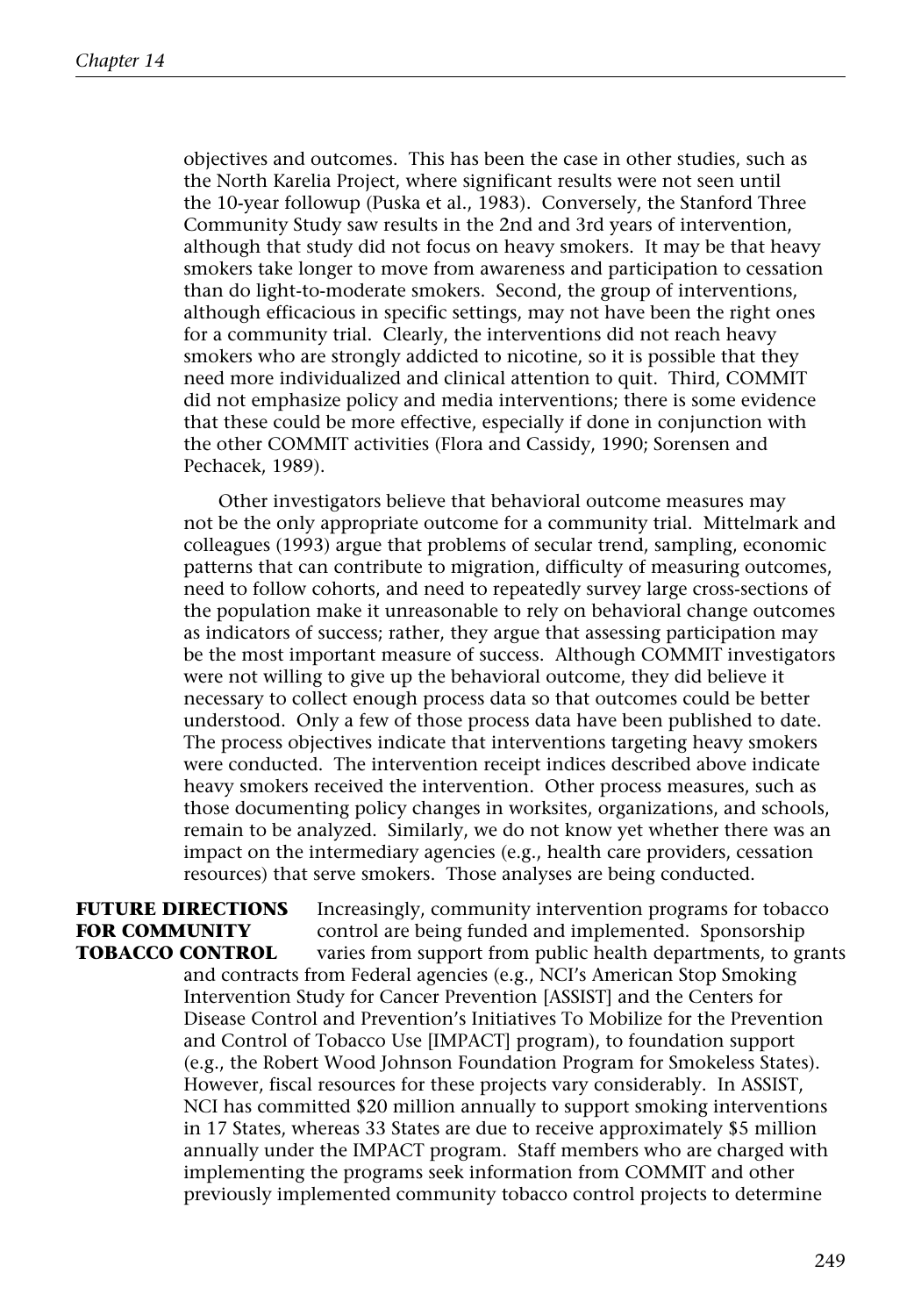objectives and outcomes. This has been the case in other studies, such as the North Karelia Project, where significant results were not seen until the 10-year followup (Puska et al., 1983). Conversely, the Stanford Three Community Study saw results in the 2nd and 3rd years of intervention, although that study did not focus on heavy smokers. It may be that heavy smokers take longer to move from awareness and participation to cessation than do light-to-moderate smokers. Second, the group of interventions, although efficacious in specific settings, may not have been the right ones for a community trial. Clearly, the interventions did not reach heavy smokers who are strongly addicted to nicotine, so it is possible that they need more individualized and clinical attention to quit. Third, COMMIT did not emphasize policy and media interventions; there is some evidence that these could be more effective, especially if done in conjunction with the other COMMIT activities (Flora and Cassidy, 1990; Sorensen and Pechacek, 1989).

Other investigators believe that behavioral outcome measures may not be the only appropriate outcome for a community trial. Mittelmark and colleagues (1993) argue that problems of secular trend, sampling, economic patterns that can contribute to migration, difficulty of measuring outcomes, need to follow cohorts, and need to repeatedly survey large cross-sections of the population make it unreasonable to rely on behavioral change outcomes as indicators of success; rather, they argue that assessing participation may be the most important measure of success. Although COMMIT investigators were not willing to give up the behavioral outcome, they did believe it necessary to collect enough process data so that outcomes could be better understood. Only a few of those process data have been published to date. The process objectives indicate that interventions targeting heavy smokers were conducted. The intervention receipt indices described above indicate heavy smokers received the intervention. Other process measures, such as those documenting policy changes in worksites, organizations, and schools, remain to be analyzed. Similarly, we do not know yet whether there was an impact on the intermediary agencies (e.g., health care providers, cessation resources) that serve smokers. Those analyses are being conducted.

## FUTURE DIRECTIONS FOR COMMUNITY TOBACCO CONTROL

Increasingly, community intervention programs for tobacco control are being funded and implemented. Sponsorship varies from support from public health departments, to grants and contracts from Federal agencies (e.g., NCI's American Stop Smoking Intervention Study for Cancer Prevention [ASSIST] and the Centers for Disease Control and Prevention's Initiatives To Mobilize for the Prevention and Control of Tobacco Use [IMPACT] program), to foundation support (e.g., the Robert Wood Johnson Foundation Program for Smokeless States). However, fiscal resources for these projects vary considerably. In ASSIST, NCI has committed $20 million annually to support smoking interventions in 17 States, whereas 33 States are due to receive approximately $5 million annually under the IMPACT program. Staff members who are charged with implementing the programs seek information from COMMIT and other previously implemented community tobacco control projects to determine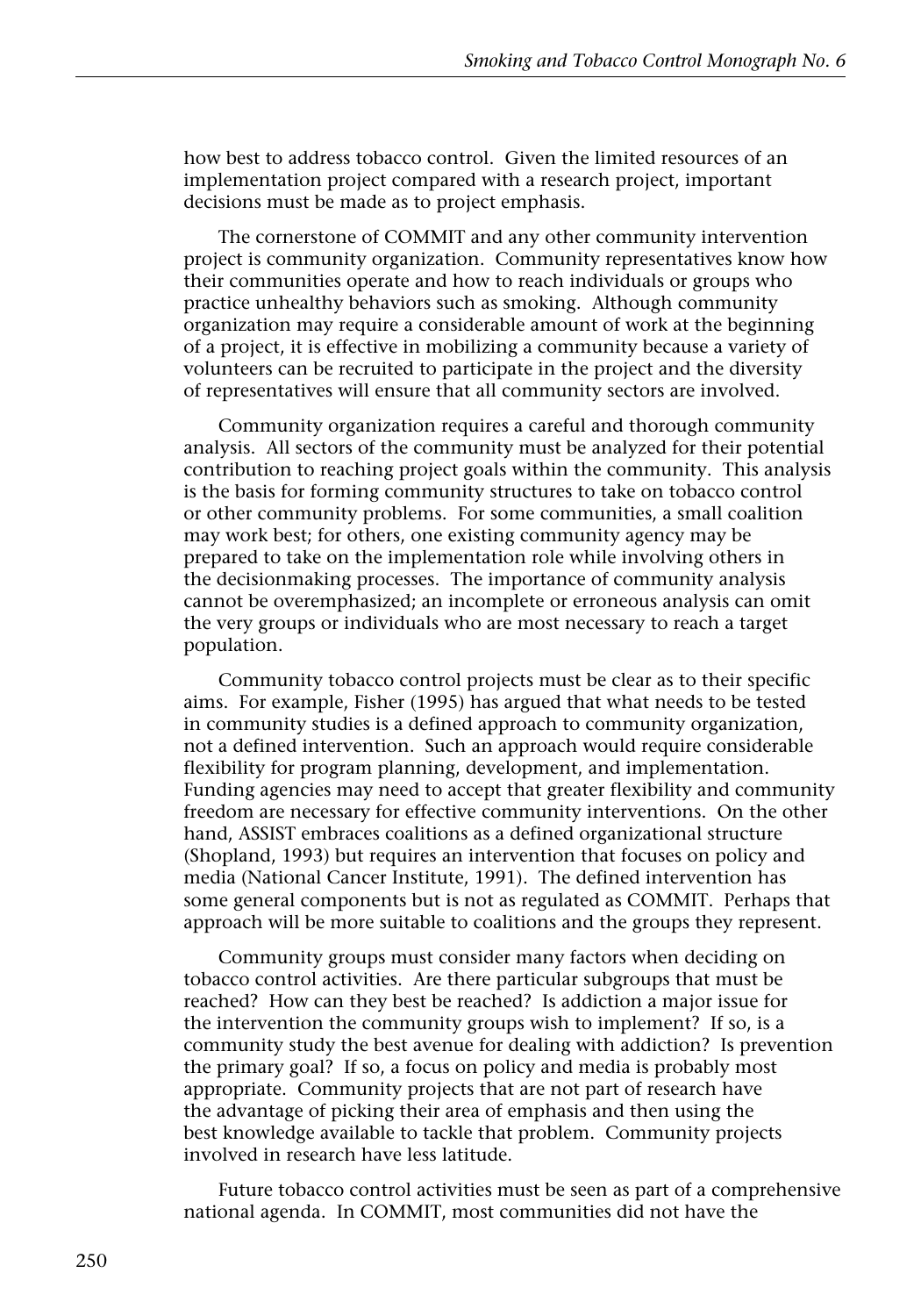how best to address tobacco control. Given the limited resources of an implementation project compared with a research project, important decisions must be made as to project emphasis.

The cornerstone of COMMIT and any other community intervention project is community organization. Community representatives know how their communities operate and how to reach individuals or groups who practice unhealthy behaviors such as smoking. Although community organization may require a considerable amount of work at the beginning of a project, it is effective in mobilizing a community because a variety of volunteers can be recruited to participate in the project and the diversity of representatives will ensure that all community sectors are involved.

Community organization requires a careful and thorough community analysis. All sectors of the community must be analyzed for their potential contribution to reaching project goals within the community. This analysis is the basis for forming community structures to take on tobacco control or other community problems. For some communities, a small coalition may work best; for others, one existing community agency may be prepared to take on the implementation role while involving others in the decisionmaking processes. The importance of community analysis cannot be overemphasized; an incomplete or erroneous analysis can omit the very groups or individuals who are most necessary to reach a target population.

Community tobacco control projects must be clear as to their specific aims. For example, Fisher (1995) has argued that what needs to be tested in community studies is a defined approach to community organization, not a defined intervention. Such an approach would require considerable flexibility for program planning, development, and implementation. Funding agencies may need to accept that greater flexibility and community freedom are necessary for effective community interventions. On the other hand, ASSIST embraces coalitions as a defined organizational structure (Shopland, 1993) but requires an intervention that focuses on policy and media (National Cancer Institute, 1991). The defined intervention has some general components but is not as regulated as COMMIT. Perhaps that approach will be more suitable to coalitions and the groups they represent.

Community groups must consider many factors when deciding on tobacco control activities. Are there particular subgroups that must be reached? How can they best be reached? Is addiction a major issue for the intervention the community groups wish to implement? If so, is a community study the best avenue for dealing with addiction? Is prevention the primary goal? If so, a focus on policy and media is probably most appropriate. Community projects that are not part of research have the advantage of picking their area of emphasis and then using the best knowledge available to tackle that problem. Community projects involved in research have less latitude.

Future tobacco control activities must be seen as part of a comprehensive national agenda. In COMMIT, most communities did not have the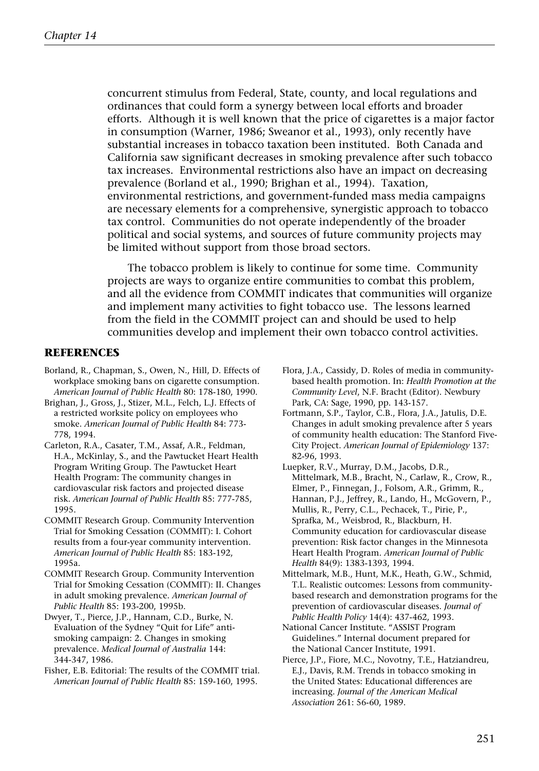concurrent stimulus from Federal, State, county, and local regulations and ordinances that could form a synergy between local efforts and broader efforts. Although it is well known that the price of cigarettes is a major factor in consumption (Warner, 1986; Sweanor et al., 1993), only recently have substantial increases in tobacco taxation been instituted. Both Canada and California saw significant decreases in smoking prevalence after such tobacco tax increases. Environmental restrictions also have an impact on decreasing prevalence (Borland et al., 1990; Brighan et al., 1994). Taxation, environmental restrictions, and government-funded mass media campaigns are necessary elements for a comprehensive, synergistic approach to tobacco tax control. Communities do not operate independently of the broader political and social systems, and sources of future community projects may be limited without support from those broad sectors.

The tobacco problem is likely to continue for some time. Community projects are ways to organize entire communities to combat this problem, and all the evidence from COMMIT indicates that communities will organize and implement many activities to fight tobacco use. The lessons learned from the field in the COMMIT project can and should be used to help communities develop and implement their own tobacco control activities.

## REFERENCES

Borland, R., Chapman, S., Owen, N., Hill, D. Effects of workplace smoking bans on cigarette consumption. *American Journal of Public Health* 80: 178-180, 1990.

Brighan, J., Gross, J., Stizer, M.L., Felch, L.J. Effects of a restricted worksite policy on employees who smoke. *American Journal of Public Health* 84: 773-778, 1994.

Carleton, R.A., Casater, T.M., Assaf, A.R., Feldman, H.A., McKinlay, S., and the Pawtucket Heart Health Program Writing Group. The Pawtucket Heart Health Program: The community changes in cardiovascular risk factors and projected disease risk. *American Journal of Public Health* 85: 777-785, 1995.

COMMIT Research Group. Community Intervention Trial for Smoking Cessation (COMMIT): I. Cohort results from a four-year community intervention. *American Journal of Public Health* 85: 183-192, 1995a.

COMMIT Research Group. Community Intervention Trial for Smoking Cessation (COMMIT): II. Changes in adult smoking prevalence. *American Journal of Public Health* 85: 193-200, 1995b.

Dwyer, T., Pierce, J.P., Hannam, C.D., Burke, N. Evaluation of the Sydney "Quit for Life" anti-smoking campaign: 2. Changes in smoking prevalence. *Medical Journal of Australia* 144: 344-347, 1986.

Fisher, E.B. Editorial: The results of the COMMIT trial. *American Journal of Public Health* 85: 159-160, 1995.

Flora, J.A., Cassidy, D. Roles of media in community-based health promotion. In: *Health Promotion at the Community Level*, N.F. Bracht (Editor). Newbury Park, CA: Sage, 1990, pp. 143-157.

Fortmann, S.P., Taylor, C.B., Flora, J.A., Jatulis, D.E. Changes in adult smoking prevalence after 5 years of community health education: The Stanford Five-City Project. *American Journal of Epidemiology* 137: 82-96, 1993.

Luepker, R.V., Murray, D.M., Jacobs, D.R., Mittelmark, M.B., Bracht, N., Carlaw, R., Crow, R., Elmer, P., Finnegan, J., Folsom, A.R., Grimm, R., Hannan, P.J., Jeffrey, R., Lando, H., McGovern, P., Mullis, R., Perry, C.L., Pechacek, T., Pirie, P., Sprafka, M., Weisbrod, R., Blackburn, H. Community education for cardiovascular disease prevention: Risk factor changes in the Minnesota Heart Health Program. *American Journal of Public Health* 84(9): 1383-1393, 1994.

Mittelmark, M.B., Hunt, M.K., Heath, G.W., Schmid, T.L. Realistic outcomes: Lessons from community-based research and demonstration programs for the prevention of cardiovascular diseases. *Journal of Public Health Policy* 14(4): 437-462, 1993.

National Cancer Institute. "ASSIST Program Guidelines." Internal document prepared for the National Cancer Institute, 1991.

Pierce, J.P., Fiore, M.C., Novotny, T.E., Hatziandreu, E.J., Davis, R.M. Trends in tobacco smoking in the United States: Educational differences are increasing. *Journal of the American Medical Association* 261: 56-60, 1989.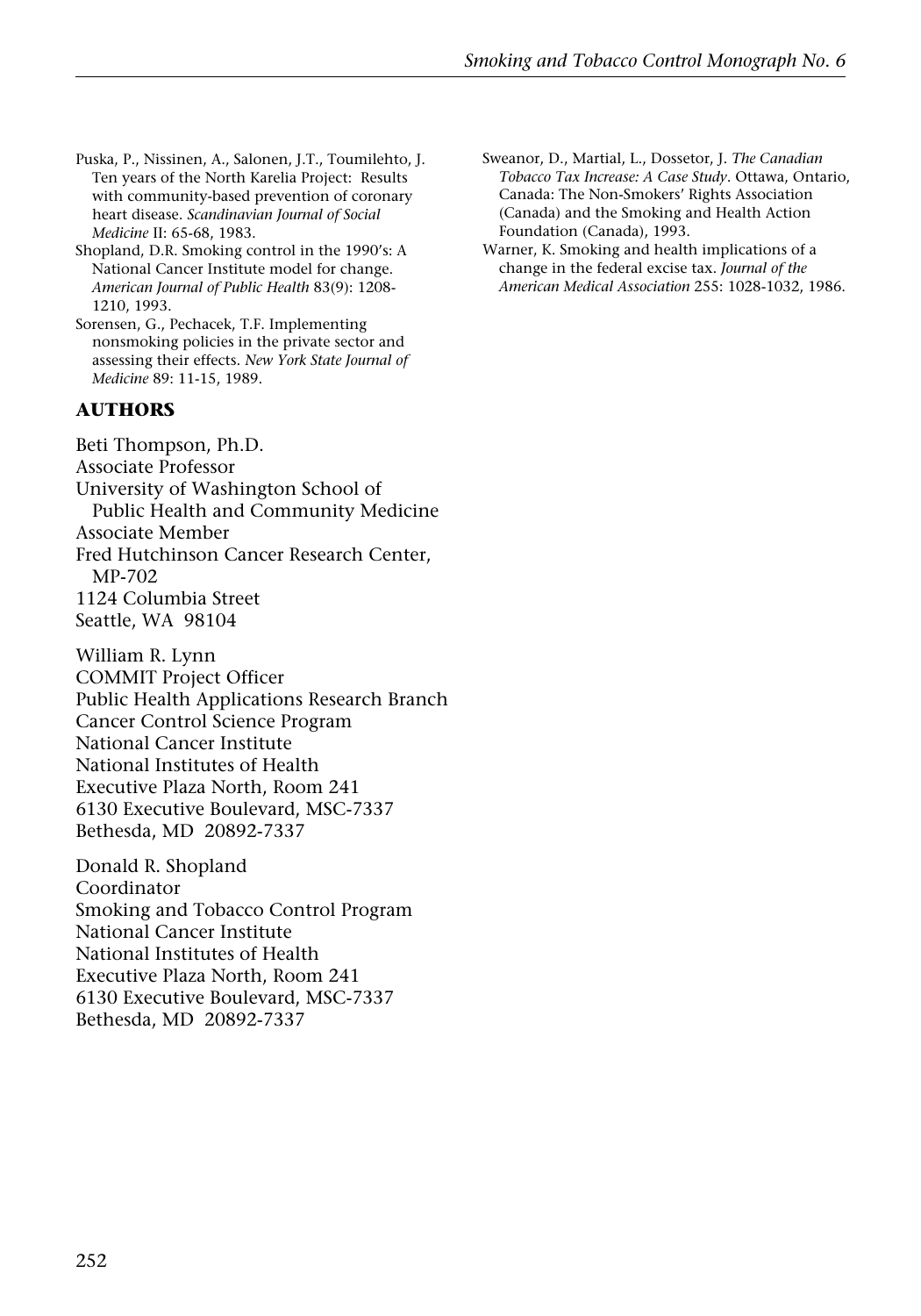Puska, P., Nissinen, A., Salonen, J.T., Toumilehto, J. Ten years of the North Karelia Project: Results with community-based prevention of coronary heart disease. *Scandinavian Journal of Social Medicine* II: 65-68, 1983.

Shopland, D.R. Smoking control in the 1990's: A National Cancer Institute model for change. *American Journal of Public Health* 83(9): 1208-1210, 1993.

Sorensen, G., Pechacek, T.F. Implementing nonsmoking policies in the private sector and assessing their effects. *New York State Journal of Medicine* 89: 11-15, 1989.

Sweanor, D., Martial, L., Dossetor, J. *The Canadian Tobacco Tax Increase: A Case Study*. Ottawa, Ontario, Canada: The Non-Smokers' Rights Association (Canada) and the Smoking and Health Action Foundation (Canada), 1993.

Warner, K. Smoking and health implications of a change in the federal excise tax. *Journal of the American Medical Association* 255: 1028-1032, 1986.

## AUTHORS

Beti Thompson, Ph.D.
Associate Professor
University of Washington School of Public Health and Community Medicine
Associate Member
Fred Hutchinson Cancer Research Center, MP-702
1124 Columbia Street
Seattle, WA 98104

William R. Lynn
COMMIT Project Officer
Public Health Applications Research Branch
Cancer Control Science Program
National Cancer Institute
National Institutes of Health
Executive Plaza North, Room 241
6130 Executive Boulevard, MSC-7337
Bethesda, MD 20892-7337

Donald R. Shopland
Coordinator
Smoking and Tobacco Control Program
National Cancer Institute
National Institutes of Health
Executive Plaza North, Room 241
6130 Executive Boulevard, MSC-7337
Bethesda, MD 20892-7337